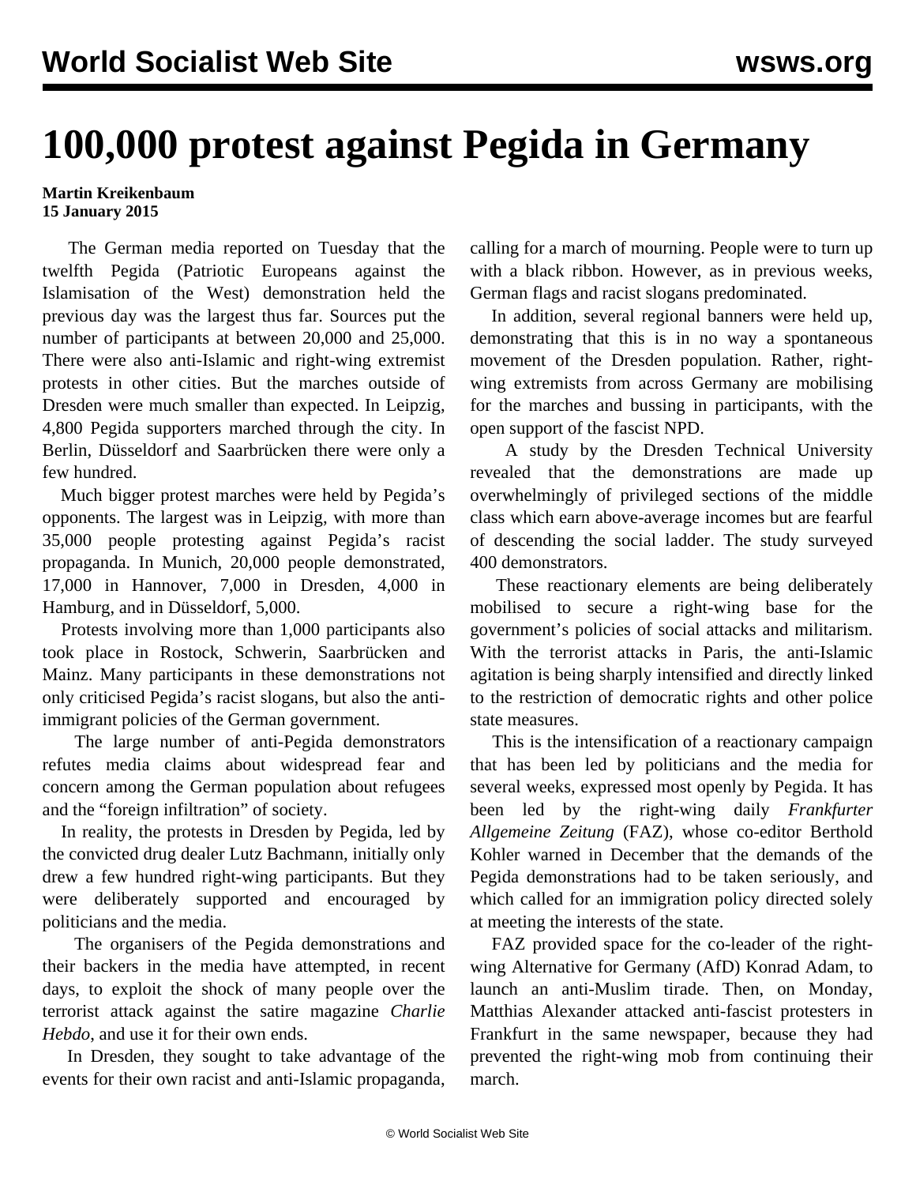# 100,000 protest against Pegida in Germany

**Martin Kreikenbaum**
**15 January 2015**

The German media reported on Tuesday that the twelfth Pegida (Patriotic Europeans against the Islamisation of the West) demonstration held the previous day was the largest thus far. Sources put the number of participants at between 20,000 and 25,000. There were also anti-Islamic and right-wing extremist protests in other cities. But the marches outside of Dresden were much smaller than expected. In Leipzig, 4,800 Pegida supporters marched through the city. In Berlin, Düsseldorf and Saarbrücken there were only a few hundred.

Much bigger protest marches were held by Pegida's opponents. The largest was in Leipzig, with more than 35,000 people protesting against Pegida's racist propaganda. In Munich, 20,000 people demonstrated, 17,000 in Hannover, 7,000 in Dresden, 4,000 in Hamburg, and in Düsseldorf, 5,000.

Protests involving more than 1,000 participants also took place in Rostock, Schwerin, Saarbrücken and Mainz. Many participants in these demonstrations not only criticised Pegida's racist slogans, but also the anti-immigrant policies of the German government.

The large number of anti-Pegida demonstrators refutes media claims about widespread fear and concern among the German population about refugees and the "foreign infiltration" of society.

In reality, the protests in Dresden by Pegida, led by the convicted drug dealer Lutz Bachmann, initially only drew a few hundred right-wing participants. But they were deliberately supported and encouraged by politicians and the media.

The organisers of the Pegida demonstrations and their backers in the media have attempted, in recent days, to exploit the shock of many people over the terrorist attack against the satire magazine *Charlie Hebdo*, and use it for their own ends.

In Dresden, they sought to take advantage of the events for their own racist and anti-Islamic propaganda, calling for a march of mourning. People were to turn up with a black ribbon. However, as in previous weeks, German flags and racist slogans predominated.

In addition, several regional banners were held up, demonstrating that this is in no way a spontaneous movement of the Dresden population. Rather, right-wing extremists from across Germany are mobilising for the marches and bussing in participants, with the open support of the fascist NPD.

A study by the Dresden Technical University revealed that the demonstrations are made up overwhelmingly of privileged sections of the middle class which earn above-average incomes but are fearful of descending the social ladder. The study surveyed 400 demonstrators.

These reactionary elements are being deliberately mobilised to secure a right-wing base for the government's policies of social attacks and militarism. With the terrorist attacks in Paris, the anti-Islamic agitation is being sharply intensified and directly linked to the restriction of democratic rights and other police state measures.

This is the intensification of a reactionary campaign that has been led by politicians and the media for several weeks, expressed most openly by Pegida. It has been led by the right-wing daily *Frankfurter Allgemeine Zeitung* (FAZ), whose co-editor Berthold Kohler warned in December that the demands of the Pegida demonstrations had to be taken seriously, and which called for an immigration policy directed solely at meeting the interests of the state.

FAZ provided space for the co-leader of the right-wing Alternative for Germany (AfD) Konrad Adam, to launch an anti-Muslim tirade. Then, on Monday, Matthias Alexander attacked anti-fascist protesters in Frankfurt in the same newspaper, because they had prevented the right-wing mob from continuing their march.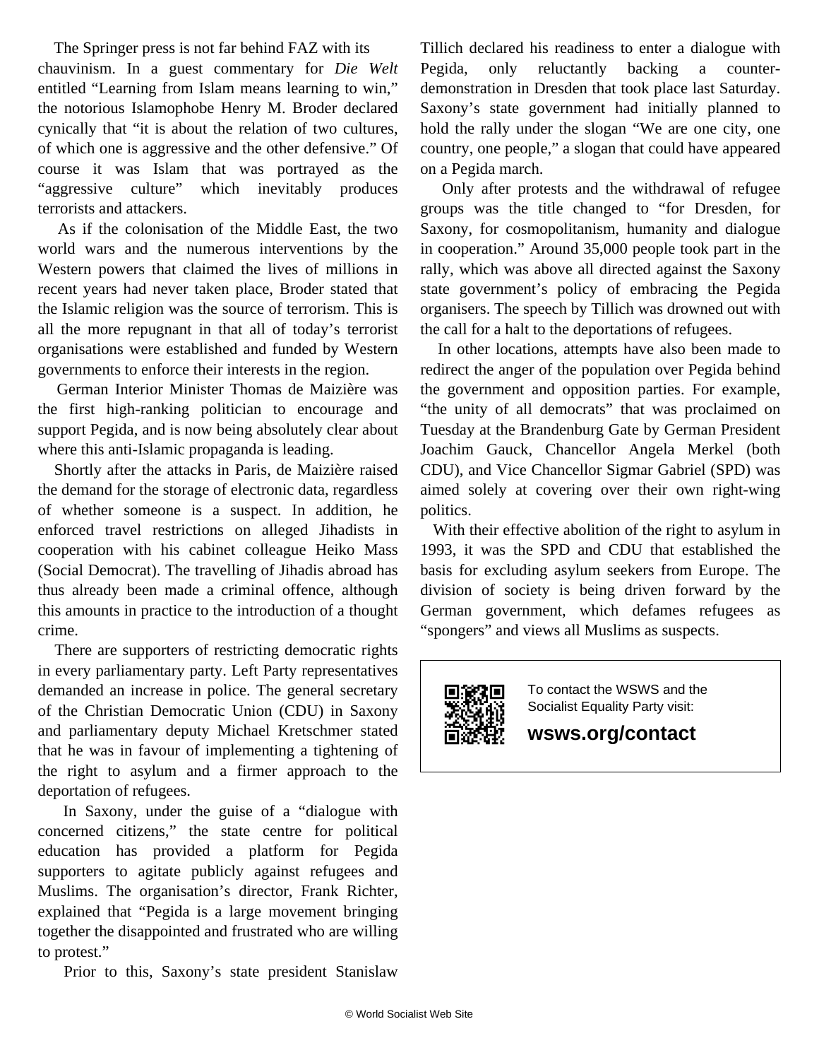The Springer press is not far behind FAZ with its chauvinism. In a guest commentary for *Die Welt* entitled "Learning from Islam means learning to win," the notorious Islamophobe Henry M. Broder declared cynically that "it is about the relation of two cultures, of which one is aggressive and the other defensive." Of course it was Islam that was portrayed as the "aggressive culture" which inevitably produces terrorists and attackers.

As if the colonisation of the Middle East, the two world wars and the numerous interventions by the Western powers that claimed the lives of millions in recent years had never taken place, Broder stated that the Islamic religion was the source of terrorism. This is all the more repugnant in that all of today's terrorist organisations were established and funded by Western governments to enforce their interests in the region.

German Interior Minister Thomas de Maizière was the first high-ranking politician to encourage and support Pegida, and is now being absolutely clear about where this anti-Islamic propaganda is leading.

Shortly after the attacks in Paris, de Maizière raised the demand for the storage of electronic data, regardless of whether someone is a suspect. In addition, he enforced travel restrictions on alleged Jihadists in cooperation with his cabinet colleague Heiko Mass (Social Democrat). The travelling of Jihadis abroad has thus already been made a criminal offence, although this amounts in practice to the introduction of a thought crime.

There are supporters of restricting democratic rights in every parliamentary party. Left Party representatives demanded an increase in police. The general secretary of the Christian Democratic Union (CDU) in Saxony and parliamentary deputy Michael Kretschmer stated that he was in favour of implementing a tightening of the right to asylum and a firmer approach to the deportation of refugees.

In Saxony, under the guise of a "dialogue with concerned citizens," the state centre for political education has provided a platform for Pegida supporters to agitate publicly against refugees and Muslims. The organisation's director, Frank Richter, explained that "Pegida is a large movement bringing together the disappointed and frustrated who are willing to protest."

Prior to this, Saxony's state president Stanislaw Tillich declared his readiness to enter a dialogue with Pegida, only reluctantly backing a counter-demonstration in Dresden that took place last Saturday. Saxony's state government had initially planned to hold the rally under the slogan "We are one city, one country, one people," a slogan that could have appeared on a Pegida march.

Only after protests and the withdrawal of refugee groups was the title changed to "for Dresden, for Saxony, for cosmopolitanism, humanity and dialogue in cooperation." Around 35,000 people took part in the rally, which was above all directed against the Saxony state government's policy of embracing the Pegida organisers. The speech by Tillich was drowned out with the call for a halt to the deportations of refugees.

In other locations, attempts have also been made to redirect the anger of the population over Pegida behind the government and opposition parties. For example, "the unity of all democrats" that was proclaimed on Tuesday at the Brandenburg Gate by German President Joachim Gauck, Chancellor Angela Merkel (both CDU), and Vice Chancellor Sigmar Gabriel (SPD) was aimed solely at covering over their own right-wing politics.

With their effective abolition of the right to asylum in 1993, it was the SPD and CDU that established the basis for excluding asylum seekers from Europe. The division of society is being driven forward by the German government, which defames refugees as "spongers" and views all Muslims as suspects.

To contact the WSWS and the Socialist Equality Party visit:

**wsws.org/contact**